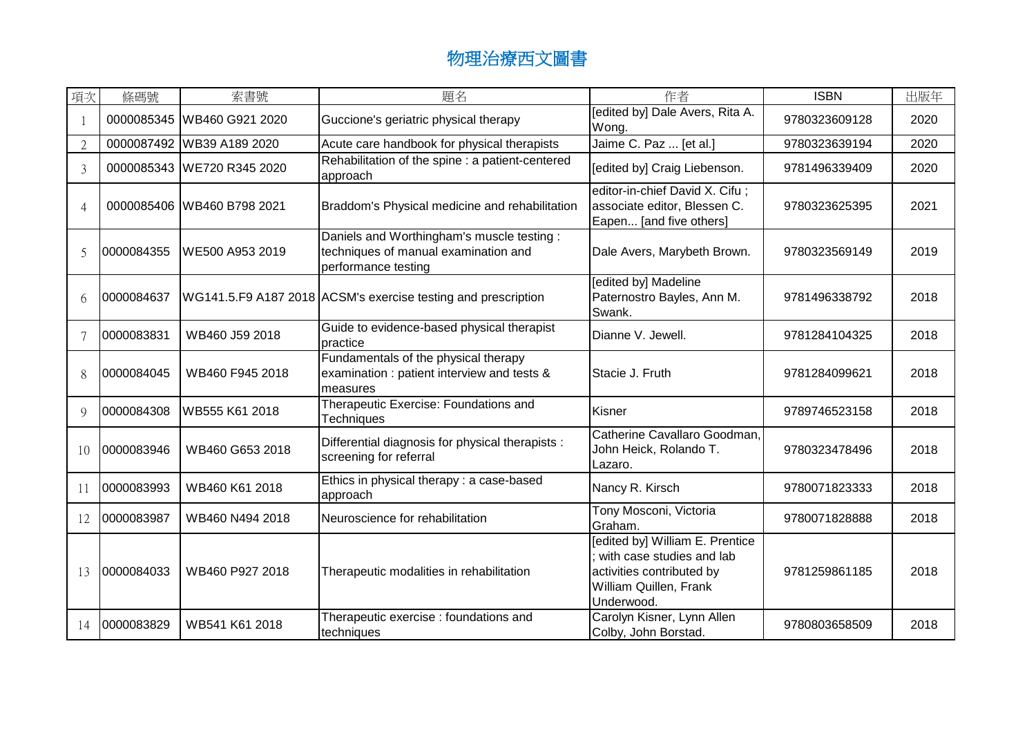# 物理治療西文圖書

| 項次 | 條碼號 | 索書號 | 題名 | 作者 | ISBN | 出版年 |
|---|---|---|---|---|---|---|
| 1 | 0000085345 | WB460 G921 2020 | Guccione's geriatric physical therapy | [edited by] Dale Avers, Rita A. Wong. | 9780323609128 | 2020 |
| 2 | 0000087492 | WB39 A189 2020 | Acute care handbook for physical therapists | Jaime C. Paz ... [et al.] | 9780323639194 | 2020 |
| 3 | 0000085343 | WE720 R345 2020 | Rehabilitation of the spine : a patient-centered approach | [edited by] Craig Liebenson. | 9781496339409 | 2020 |
| 4 | 0000085406 | WB460 B798 2021 | Braddom's Physical medicine and rehabilitation | editor-in-chief David X. Cifu ; associate editor, Blessen C. Eapen... [and five others] | 9780323625395 | 2021 |
| 5 | 0000084355 | WE500 A953 2019 | Daniels and Worthingham's muscle testing : techniques of manual examination and performance testing | Dale Avers, Marybeth Brown. | 9780323569149 | 2019 |
| 6 | 0000084637 | WG141.5.F9 A187 2018 | ACSM's exercise testing and prescription | [edited by] Madeline Paternostro Bayles, Ann M. Swank. | 9781496338792 | 2018 |
| 7 | 0000083831 | WB460 J59 2018 | Guide to evidence-based physical therapist practice | Dianne V. Jewell. | 9781284104325 | 2018 |
| 8 | 0000084045 | WB460 F945 2018 | Fundamentals of the physical therapy examination : patient interview and tests & measures | Stacie J. Fruth | 9781284099621 | 2018 |
| 9 | 0000084308 | WB555 K61 2018 | Therapeutic Exercise: Foundations and Techniques | Kisner | 9789746523158 | 2018 |
| 10 | 0000083946 | WB460 G653 2018 | Differential diagnosis for physical therapists : screening for referral | Catherine Cavallaro Goodman, John Heick, Rolando T. Lazaro. | 9780323478496 | 2018 |
| 11 | 0000083993 | WB460 K61 2018 | Ethics in physical therapy : a case-based approach | Nancy R. Kirsch | 9780071823333 | 2018 |
| 12 | 0000083987 | WB460 N494 2018 | Neuroscience for rehabilitation | Tony Mosconi, Victoria Graham. | 9780071828888 | 2018 |
| 13 | 0000084033 | WB460 P927 2018 | Therapeutic modalities in rehabilitation | [edited by] William E. Prentice ; with case studies and lab activities contributed by William Quillen, Frank Underwood. | 9781259861185 | 2018 |
| 14 | 0000083829 | WB541 K61 2018 | Therapeutic exercise : foundations and techniques | Carolyn Kisner, Lynn Allen Colby, John Borstad. | 9780803658509 | 2018 |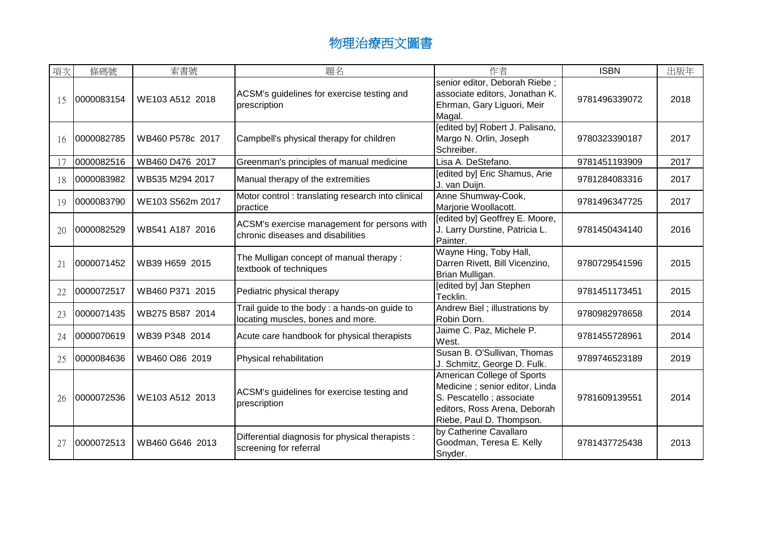# 物理治療西文圖書

| 項次 | 條碼號 | 索書號 | 題名 | 作者 | ISBN | 出版年 |
|---|---|---|---|---|---|---|
| 15 | 0000083154 | WE103 A512 2018 | ACSM's guidelines for exercise testing and prescription | senior editor, Deborah Riebe ; associate editors, Jonathan K. Ehrman, Gary Liguori, Meir Magal. | 9781496339072 | 2018 |
| 16 | 0000082785 | WB460 P578c 2017 | Campbell's physical therapy for children | [edited by] Robert J. Palisano, Margo N. Orlin, Joseph Schreiber. | 9780323390187 | 2017 |
| 17 | 0000082516 | WB460 D476 2017 | Greenman's principles of manual medicine | Lisa A. DeStefano. | 9781451193909 | 2017 |
| 18 | 0000083982 | WB535 M294 2017 | Manual therapy of the extremities | [edited by] Eric Shamus, Arie J. van Duijn. | 9781284083316 | 2017 |
| 19 | 0000083790 | WE103 S562m 2017 | Motor control : translating research into clinical practice | Anne Shumway-Cook, Marjorie Woollacott. | 9781496347725 | 2017 |
| 20 | 0000082529 | WB541 A187 2016 | ACSM's exercise management for persons with chronic diseases and disabilities | [edited by] Geoffrey E. Moore, J. Larry Durstine, Patricia L. Painter. | 9781450434140 | 2016 |
| 21 | 0000071452 | WB39 H659 2015 | The Mulligan concept of manual therapy : textbook of techniques | Wayne Hing, Toby Hall, Darren Rivett, Bill Vicenzino, Brian Mulligan. | 9780729541596 | 2015 |
| 22 | 0000072517 | WB460 P371 2015 | Pediatric physical therapy | [edited by] Jan Stephen Tecklin. | 9781451173451 | 2015 |
| 23 | 0000071435 | WB275 B587 2014 | Trail guide to the body : a hands-on guide to locating muscles, bones and more. | Andrew Biel ; illustrations by Robin Dorn. | 9780982978658 | 2014 |
| 24 | 0000070619 | WB39 P348 2014 | Acute care handbook for physical therapists | Jaime C. Paz, Michele P. West. | 9781455728961 | 2014 |
| 25 | 0000084636 | WB460 O86 2019 | Physical rehabilitation | Susan B. O'Sullivan, Thomas J. Schmitz, George D. Fulk. | 9789746523189 | 2019 |
| 26 | 0000072536 | WE103 A512 2013 | ACSM's guidelines for exercise testing and prescription | American College of Sports Medicine ; senior editor, Linda S. Pescatello ; associate editors, Ross Arena, Deborah Riebe, Paul D. Thompson. | 9781609139551 | 2014 |
| 27 | 0000072513 | WB460 G646 2013 | Differential diagnosis for physical therapists : screening for referral | by Catherine Cavallaro Goodman, Teresa E. Kelly Snyder. | 9781437725438 | 2013 |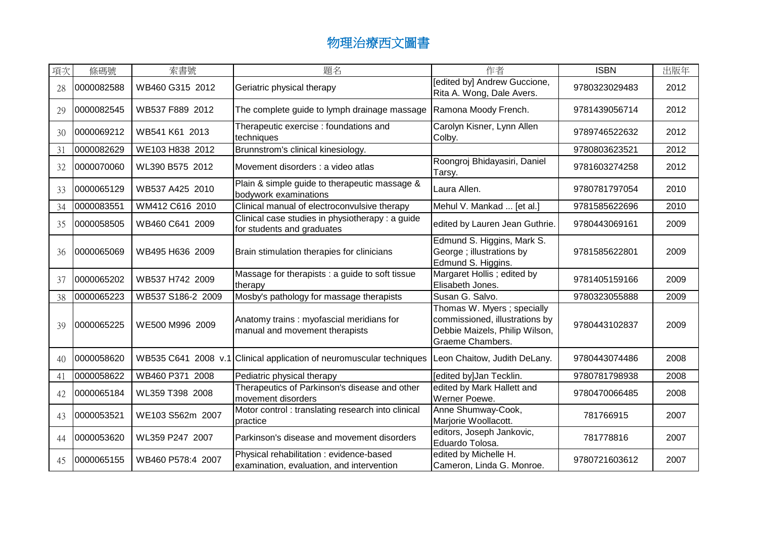# 物理治療西文圖書

| 項次 | 條碼號 | 索書號 | 題名 | 作者 | ISBN | 出版年 |
|---|---|---|---|---|---|---|
| 28 | 0000082588 | WB460 G315 2012 | Geriatric physical therapy | [edited by] Andrew Guccione, Rita A. Wong, Dale Avers. | 9780323029483 | 2012 |
| 29 | 0000082545 | WB537 F889 2012 | The complete guide to lymph drainage massage | Ramona Moody French. | 9781439056714 | 2012 |
| 30 | 0000069212 | WB541 K61 2013 | Therapeutic exercise : foundations and techniques | Carolyn Kisner, Lynn Allen Colby. | 9789746522632 | 2012 |
| 31 | 0000082629 | WE103 H838 2012 | Brunnstrom's clinical kinesiology. | | 9780803623521 | 2012 |
| 32 | 0000070060 | WL390 B575 2012 | Movement disorders : a video atlas | Roongroj Bhidayasiri, Daniel Tarsy. | 9781603274258 | 2012 |
| 33 | 0000065129 | WB537 A425 2010 | Plain & simple guide to therapeutic massage & bodywork examinations | Laura Allen. | 9780781797054 | 2010 |
| 34 | 0000083551 | WM412 C616 2010 | Clinical manual of electroconvulsive therapy | Mehul V. Mankad ... [et al.] | 9781585622696 | 2010 |
| 35 | 0000058505 | WB460 C641 2009 | Clinical case studies in physiotherapy : a guide for students and graduates | edited by Lauren Jean Guthrie. | 9780443069161 | 2009 |
| 36 | 0000065069 | WB495 H636 2009 | Brain stimulation therapies for clinicians | Edmund S. Higgins, Mark S. George ; illustrations by Edmund S. Higgins. | 9781585622801 | 2009 |
| 37 | 0000065202 | WB537 H742 2009 | Massage for therapists : a guide to soft tissue therapy | Margaret Hollis ; edited by Elisabeth Jones. | 9781405159166 | 2009 |
| 38 | 0000065223 | WB537 S186-2 2009 | Mosby's pathology for massage therapists | Susan G. Salvo. | 9780323055888 | 2009 |
| 39 | 0000065225 | WE500 M996 2009 | Anatomy trains : myofascial meridians for manual and movement therapists | Thomas W. Myers ; specially commissioned, illustrations by Debbie Maizels, Philip Wilson, Graeme Chambers. | 9780443102837 | 2009 |
| 40 | 0000058620 | WB535 C641 2008 v.1 | Clinical application of neuromuscular techniques | Leon Chaitow, Judith DeLany. | 9780443074486 | 2008 |
| 41 | 0000058622 | WB460 P371 2008 | Pediatric physical therapy | [edited by]Jan Tecklin. | 9780781798938 | 2008 |
| 42 | 0000065184 | WL359 T398 2008 | Therapeutics of Parkinson's disease and other movement disorders | edited by Mark Hallett and Werner Poewe. | 9780470066485 | 2008 |
| 43 | 0000053521 | WE103 S562m 2007 | Motor control : translating research into clinical practice | Anne Shumway-Cook, Marjorie Woollacott. | 781766915 | 2007 |
| 44 | 0000053620 | WL359 P247 2007 | Parkinson's disease and movement disorders | editors, Joseph Jankovic, Eduardo Tolosa. | 781778816 | 2007 |
| 45 | 0000065155 | WB460 P578:4 2007 | Physical rehabilitation : evidence-based examination, evaluation, and intervention | edited by Michelle H. Cameron, Linda G. Monroe. | 9780721603612 | 2007 |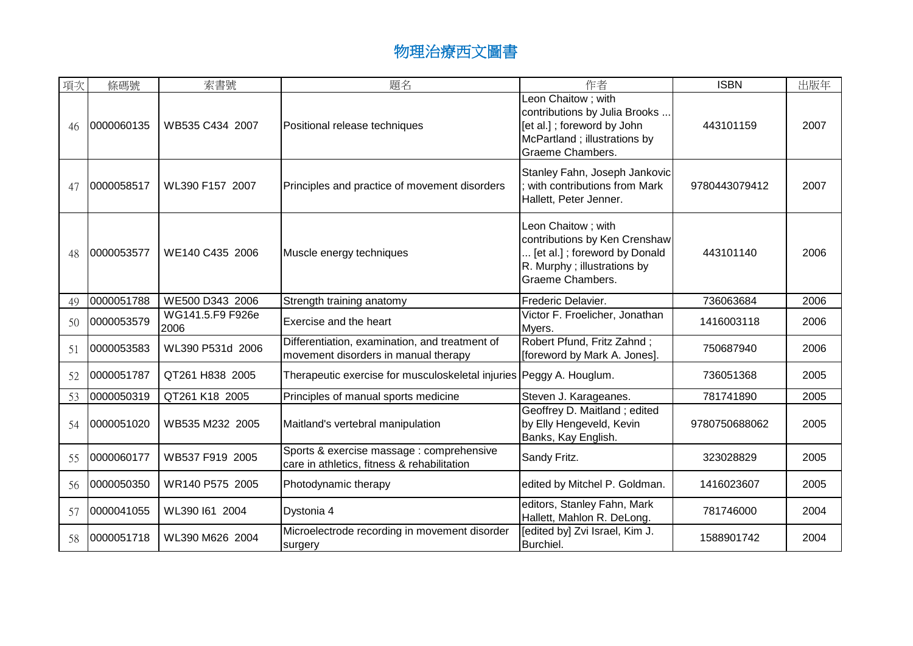# 物理治療西文圖書

| 項次 | 條碼號 | 索書號 | 題名 | 作者 | ISBN | 出版年 |
|---|---|---|---|---|---|---|
| 46 | 0000060135 | WB535 C434 2007 | Positional release techniques | Leon Chaitow ; with contributions by Julia Brooks ... [et al.] ; foreword by John McPartland ; illustrations by Graeme Chambers. | 443101159 | 2007 |
| 47 | 0000058517 | WL390 F157 2007 | Principles and practice of movement disorders | Stanley Fahn, Joseph Jankovic ; with contributions from Mark Hallett, Peter Jenner. | 9780443079412 | 2007 |
| 48 | 0000053577 | WE140 C435 2006 | Muscle energy techniques | Leon Chaitow ; with contributions by Ken Crenshaw ... [et al.] ; foreword by Donald R. Murphy ; illustrations by Graeme Chambers. | 443101140 | 2006 |
| 49 | 0000051788 | WE500 D343 2006 | Strength training anatomy | Frederic Delavier. | 736063684 | 2006 |
| 50 | 0000053579 | WG141.5.F9 F926e 2006 | Exercise and the heart | Victor F. Froelicher, Jonathan Myers. | 1416003118 | 2006 |
| 51 | 0000053583 | WL390 P531d 2006 | Differentiation, examination, and treatment of movement disorders in manual therapy | Robert Pfund, Fritz Zahnd ; [foreword by Mark A. Jones]. | 750687940 | 2006 |
| 52 | 0000051787 | QT261 H838 2005 | Therapeutic exercise for musculoskeletal injuries | Peggy A. Houglum. | 736051368 | 2005 |
| 53 | 0000050319 | QT261 K18 2005 | Principles of manual sports medicine | Steven J. Karageanes. | 781741890 | 2005 |
| 54 | 0000051020 | WB535 M232 2005 | Maitland's vertebral manipulation | Geoffrey D. Maitland ; edited by Elly Hengeveld, Kevin Banks, Kay English. | 9780750688062 | 2005 |
| 55 | 0000060177 | WB537 F919 2005 | Sports & exercise massage : comprehensive care in athletics, fitness & rehabilitation | Sandy Fritz. | 323028829 | 2005 |
| 56 | 0000050350 | WR140 P575 2005 | Photodynamic therapy | edited by Mitchel P. Goldman. | 1416023607 | 2005 |
| 57 | 0000041055 | WL390 I61 2004 | Dystonia 4 | editors, Stanley Fahn, Mark Hallett, Mahlon R. DeLong. | 781746000 | 2004 |
| 58 | 0000051718 | WL390 M626 2004 | Microelectrode recording in movement disorder surgery | [edited by] Zvi Israel, Kim J. Burchiel. | 1588901742 | 2004 |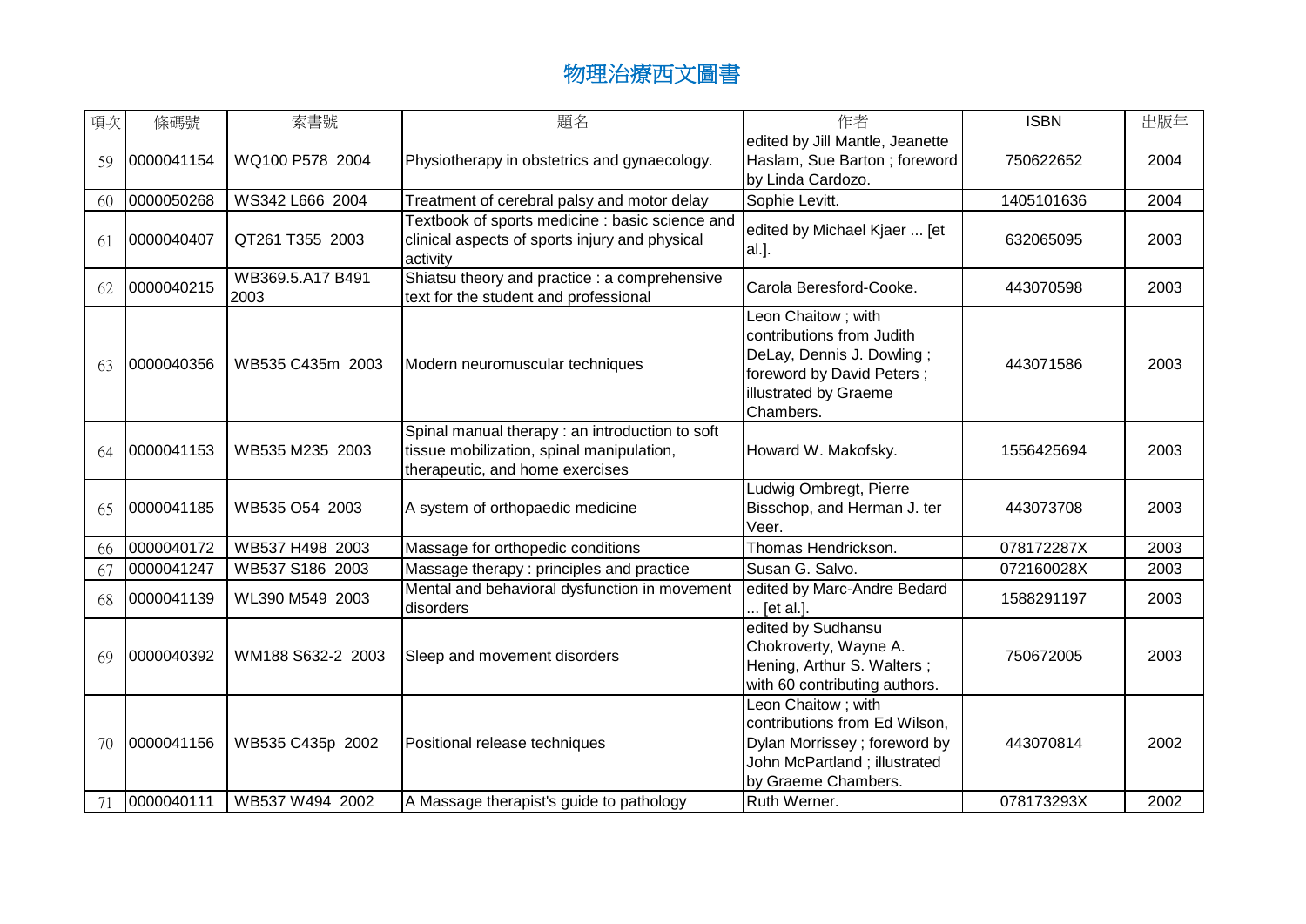# 物理治療西文圖書

| 項次 | 條碼號 | 索書號 | 題名 | 作者 | ISBN | 出版年 |
|---|---|---|---|---|---|---|
| 59 | 0000041154 | WQ100 P578 2004 | Physiotherapy in obstetrics and gynaecology. | edited by Jill Mantle, Jeanette Haslam, Sue Barton ; foreword by Linda Cardozo. | 750622652 | 2004 |
| 60 | 0000050268 | WS342 L666 2004 | Treatment of cerebral palsy and motor delay | Sophie Levitt. | 1405101636 | 2004 |
| 61 | 0000040407 | QT261 T355 2003 | Textbook of sports medicine : basic science and clinical aspects of sports injury and physical activity | edited by Michael Kjaer ... [et al.]. | 632065095 | 2003 |
| 62 | 0000040215 | WB369.5.A17 B491 2003 | Shiatsu theory and practice : a comprehensive text for the student and professional | Carola Beresford-Cooke. | 443070598 | 2003 |
| 63 | 0000040356 | WB535 C435m 2003 | Modern neuromuscular techniques | Leon Chaitow ; with contributions from Judith DeLay, Dennis J. Dowling ; foreword by David Peters ; illustrated by Graeme Chambers. | 443071586 | 2003 |
| 64 | 0000041153 | WB535 M235 2003 | Spinal manual therapy : an introduction to soft tissue mobilization, spinal manipulation, therapeutic, and home exercises | Howard W. Makofsky. | 1556425694 | 2003 |
| 65 | 0000041185 | WB535 O54 2003 | A system of orthopaedic medicine | Ludwig Ombregt, Pierre Bisschop, and Herman J. ter Veer. | 443073708 | 2003 |
| 66 | 0000040172 | WB537 H498 2003 | Massage for orthopedic conditions | Thomas Hendrickson. | 078172287X | 2003 |
| 67 | 0000041247 | WB537 S186 2003 | Massage therapy : principles and practice | Susan G. Salvo. | 072160028X | 2003 |
| 68 | 0000041139 | WL390 M549 2003 | Mental and behavioral dysfunction in movement disorders | edited by Marc-Andre Bedard ... [et al.]. | 1588291197 | 2003 |
| 69 | 0000040392 | WM188 S632-2 2003 | Sleep and movement disorders | edited by Sudhansu Chokroverty, Wayne A. Hening, Arthur S. Walters ; with 60 contributing authors. | 750672005 | 2003 |
| 70 | 0000041156 | WB535 C435p 2002 | Positional release techniques | Leon Chaitow ; with contributions from Ed Wilson, Dylan Morrissey ; foreword by John McPartland ; illustrated by Graeme Chambers. | 443070814 | 2002 |
| 71 | 0000040111 | WB537 W494 2002 | A Massage therapist's guide to pathology | Ruth Werner. | 078173293X | 2002 |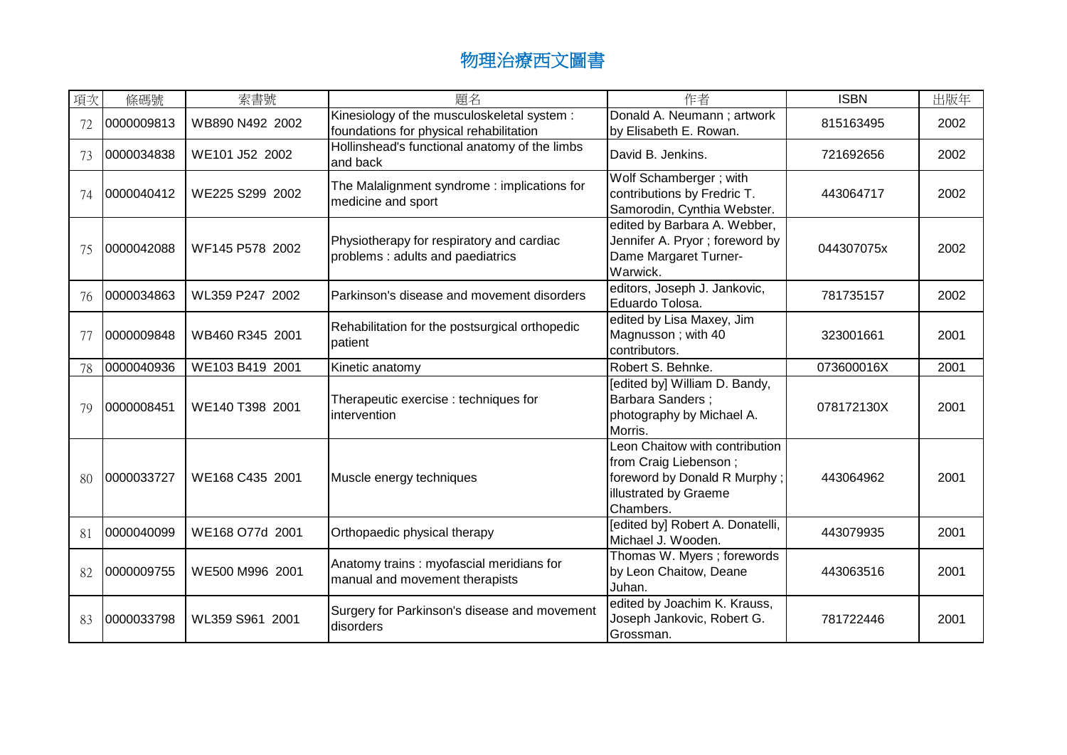# 物理治療西文圖書

| 項次 | 條碼號 | 索書號 | 題名 | 作者 | ISBN | 出版年 |
|---|---|---|---|---|---|---|
| 72 | 0000009813 | WB890 N492 2002 | Kinesiology of the musculoskeletal system : foundations for physical rehabilitation | Donald A. Neumann ; artwork by Elisabeth E. Rowan. | 815163495 | 2002 |
| 73 | 0000034838 | WE101 J52 2002 | Hollinshead's functional anatomy of the limbs and back | David B. Jenkins. | 721692656 | 2002 |
| 74 | 0000040412 | WE225 S299 2002 | The Malalignment syndrome : implications for medicine and sport | Wolf Schamberger ; with contributions by Fredric T. Samorodin, Cynthia Webster. | 443064717 | 2002 |
| 75 | 0000042088 | WF145 P578 2002 | Physiotherapy for respiratory and cardiac problems : adults and paediatrics | edited by Barbara A. Webber, Jennifer A. Pryor ; foreword by Dame Margaret Turner-Warwick. | 044307075x | 2002 |
| 76 | 0000034863 | WL359 P247 2002 | Parkinson's disease and movement disorders | editors, Joseph J. Jankovic, Eduardo Tolosa. | 781735157 | 2002 |
| 77 | 0000009848 | WB460 R345 2001 | Rehabilitation for the postsurgical orthopedic patient | edited by Lisa Maxey, Jim Magnusson ; with 40 contributors. | 323001661 | 2001 |
| 78 | 0000040936 | WE103 B419 2001 | Kinetic anatomy | Robert S. Behnke. | 073600016X | 2001 |
| 79 | 0000008451 | WE140 T398 2001 | Therapeutic exercise : techniques for intervention | [edited by] William D. Bandy, Barbara Sanders ; photography by Michael A. Morris. | 078172130X | 2001 |
| 80 | 0000033727 | WE168 C435 2001 | Muscle energy techniques | Leon Chaitow with contribution from Craig Liebenson ; foreword by Donald R Murphy ; illustrated by Graeme Chambers. | 443064962 | 2001 |
| 81 | 0000040099 | WE168 O77d 2001 | Orthopaedic physical therapy | [edited by] Robert A. Donatelli, Michael J. Wooden. | 443079935 | 2001 |
| 82 | 0000009755 | WE500 M996 2001 | Anatomy trains : myofascial meridians for manual and movement therapists | Thomas W. Myers ; forewords by Leon Chaitow, Deane Juhan. | 443063516 | 2001 |
| 83 | 0000033798 | WL359 S961 2001 | Surgery for Parkinson's disease and movement disorders | edited by Joachim K. Krauss, Joseph Jankovic, Robert G. Grossman. | 781722446 | 2001 |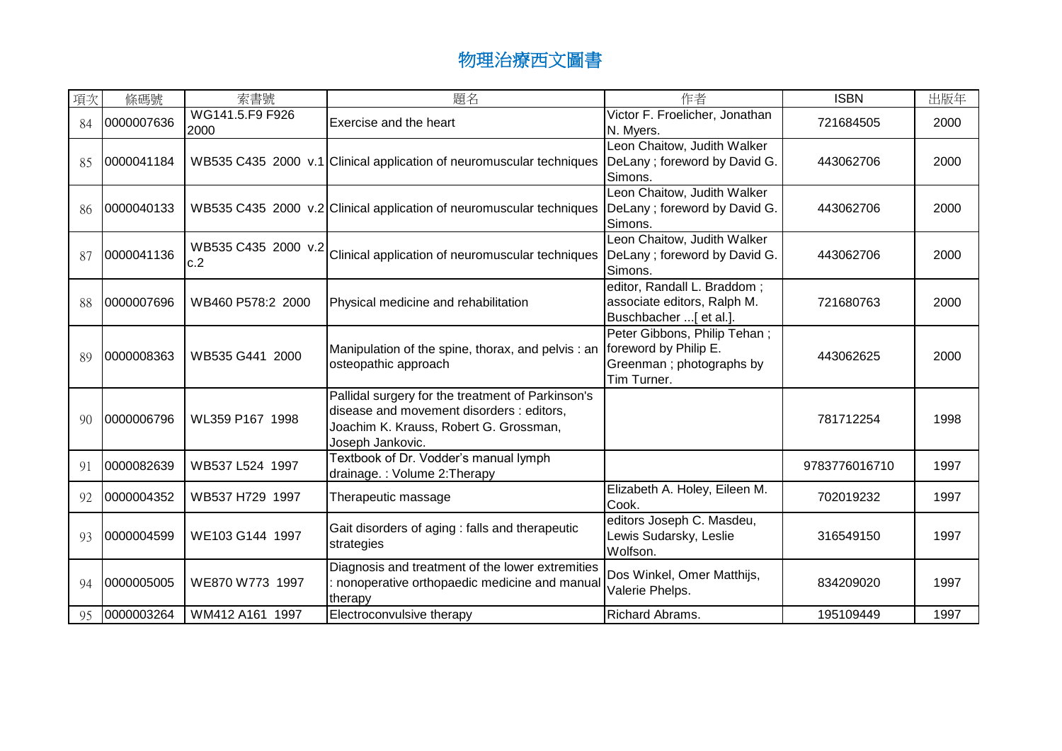# 物理治療西文圖書

| 項次 | 條碼號 | 索書號 | 題名 | 作者 | ISBN | 出版年 |
| --- | --- | --- | --- | --- | --- | --- |
| 84 | 0000007636 | WG141.5.F9 F926 2000 | Exercise and the heart | Victor F. Froelicher, Jonathan N. Myers. | 721684505 | 2000 |
| 85 | 0000041184 | WB535 C435 2000 v.1 | Clinical application of neuromuscular techniques | Leon Chaitow, Judith Walker DeLany ; foreword by David G. Simons. | 443062706 | 2000 |
| 86 | 0000040133 | WB535 C435 2000 v.2 | Clinical application of neuromuscular techniques | Leon Chaitow, Judith Walker DeLany ; foreword by David G. Simons. | 443062706 | 2000 |
| 87 | 0000041136 | WB535 C435 2000 v.2 c.2 | Clinical application of neuromuscular techniques | Leon Chaitow, Judith Walker DeLany ; foreword by David G. Simons. | 443062706 | 2000 |
| 88 | 0000007696 | WB460 P578:2 2000 | Physical medicine and rehabilitation | editor, Randall L. Braddom ; associate editors, Ralph M. Buschbacher ...[ et al.]. | 721680763 | 2000 |
| 89 | 0000008363 | WB535 G441 2000 | Manipulation of the spine, thorax, and pelvis : an osteopathic approach | Peter Gibbons, Philip Tehan ; foreword by Philip E. Greenman ; photographs by Tim Turner. | 443062625 | 2000 |
| 90 | 0000006796 | WL359 P167 1998 | Pallidal surgery for the treatment of Parkinson's disease and movement disorders : editors, Joachim K. Krauss, Robert G. Grossman, Joseph Jankovic. | | 781712254 | 1998 |
| 91 | 0000082639 | WB537 L524 1997 | Textbook of Dr. Vodder's manual lymph drainage. : Volume 2:Therapy | | 9783776016710 | 1997 |
| 92 | 0000004352 | WB537 H729 1997 | Therapeutic massage | Elizabeth A. Holey, Eileen M. Cook. | 702019232 | 1997 |
| 93 | 0000004599 | WE103 G144 1997 | Gait disorders of aging : falls and therapeutic strategies | editors Joseph C. Masdeu, Lewis Sudarsky, Leslie Wolfson. | 316549150 | 1997 |
| 94 | 0000005005 | WE870 W773 1997 | Diagnosis and treatment of the lower extremities : nonoperative orthopaedic medicine and manual therapy | Dos Winkel, Omer Matthijs, Valerie Phelps. | 834209020 | 1997 |
| 95 | 0000003264 | WM412 A161 1997 | Electroconvulsive therapy | Richard Abrams. | 195109449 | 1997 |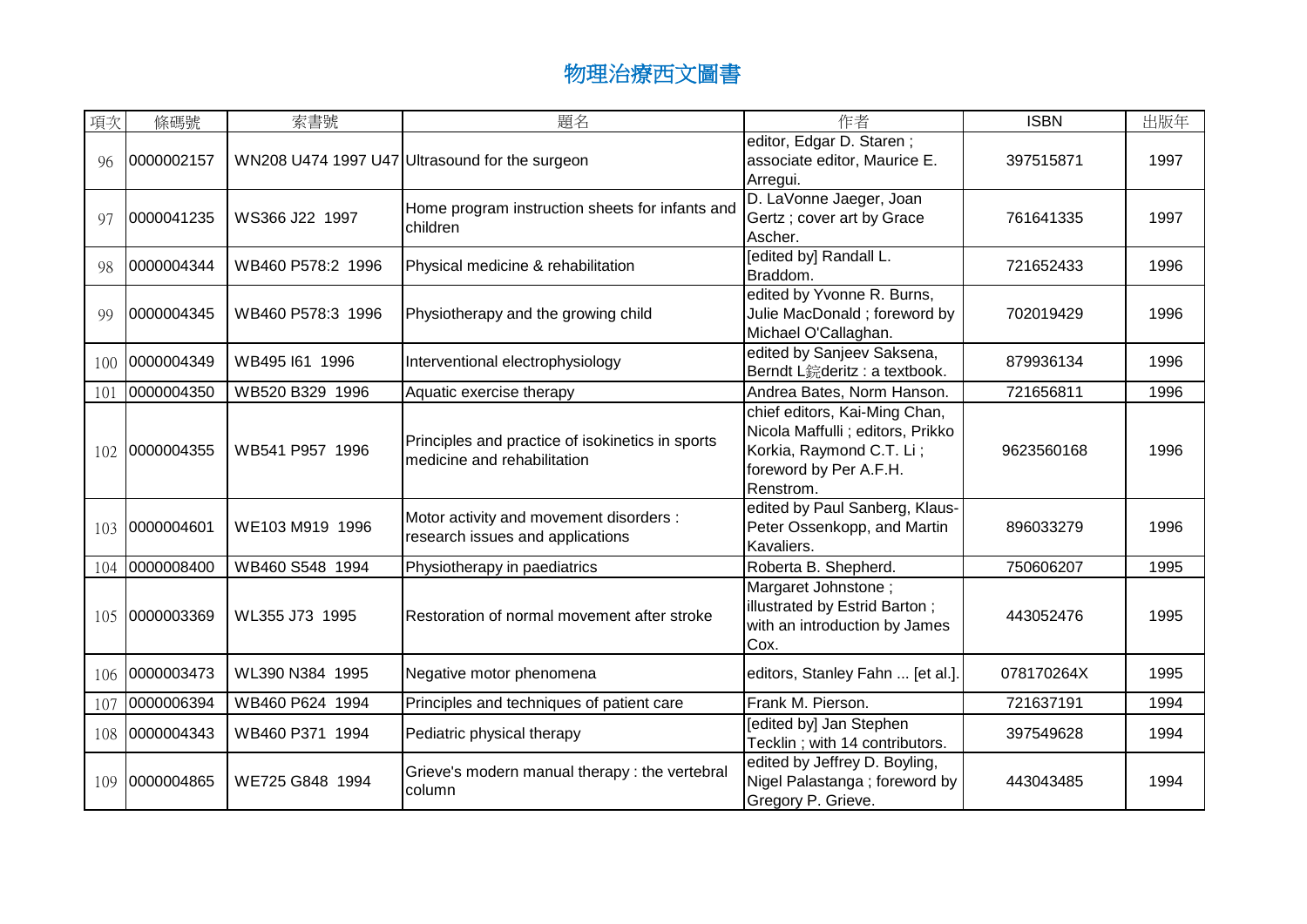# 物理治療西文圖書

| 項次 | 條碼號 | 索書號 | 題名 | 作者 | ISBN | 出版年 |
|---|---|---|---|---|---|---|
| 96 | 0000002157 | WN208 U474 1997 U47 | Ultrasound for the surgeon | editor, Edgar D. Staren ; associate editor, Maurice E. Arregui. | 397515871 | 1997 |
| 97 | 0000041235 | WS366 J22 1997 | Home program instruction sheets for infants and children | D. LaVonne Jaeger, Joan Gertz ; cover art by Grace Ascher. | 761641335 | 1997 |
| 98 | 0000004344 | WB460 P578:2 1996 | Physical medicine & rehabilitation | [edited by] Randall L. Braddom. | 721652433 | 1996 |
| 99 | 0000004345 | WB460 P578:3 1996 | Physiotherapy and the growing child | edited by Yvonne R. Burns, Julie MacDonald ; foreword by Michael O'Callaghan. | 702019429 | 1996 |
| 100 | 0000004349 | WB495 I61 1996 | Interventional electrophysiology | edited by Sanjeev Saksena, Berndt L錠deritz : a textbook. | 879936134 | 1996 |
| 101 | 0000004350 | WB520 B329 1996 | Aquatic exercise therapy | Andrea Bates, Norm Hanson. | 721656811 | 1996 |
| 102 | 0000004355 | WB541 P957 1996 | Principles and practice of isokinetics in sports medicine and rehabilitation | chief editors, Kai-Ming Chan, Nicola Maffulli ; editors, Prikko Korkia, Raymond C.T. Li ; foreword by Per A.F.H. Renstrom. | 9623560168 | 1996 |
| 103 | 0000004601 | WE103 M919 1996 | Motor activity and movement disorders : research issues and applications | edited by Paul Sanberg, Klaus-Peter Ossenkopp, and Martin Kavaliers. | 896033279 | 1996 |
| 104 | 0000008400 | WB460 S548 1994 | Physiotherapy in paediatrics | Roberta B. Shepherd. | 750606207 | 1995 |
| 105 | 0000003369 | WL355 J73 1995 | Restoration of normal movement after stroke | Margaret Johnstone ; illustrated by Estrid Barton ; with an introduction by James Cox. | 443052476 | 1995 |
| 106 | 0000003473 | WL390 N384 1995 | Negative motor phenomena | editors, Stanley Fahn ... [et al.]. | 078170264X | 1995 |
| 107 | 0000006394 | WB460 P624 1994 | Principles and techniques of patient care | Frank M. Pierson. | 721637191 | 1994 |
| 108 | 0000004343 | WB460 P371 1994 | Pediatric physical therapy | [edited by] Jan Stephen Tecklin ; with 14 contributors. | 397549628 | 1994 |
| 109 | 0000004865 | WE725 G848 1994 | Grieve's modern manual therapy : the vertebral column | edited by Jeffrey D. Boyling, Nigel Palastanga ; foreword by Gregory P. Grieve. | 443043485 | 1994 |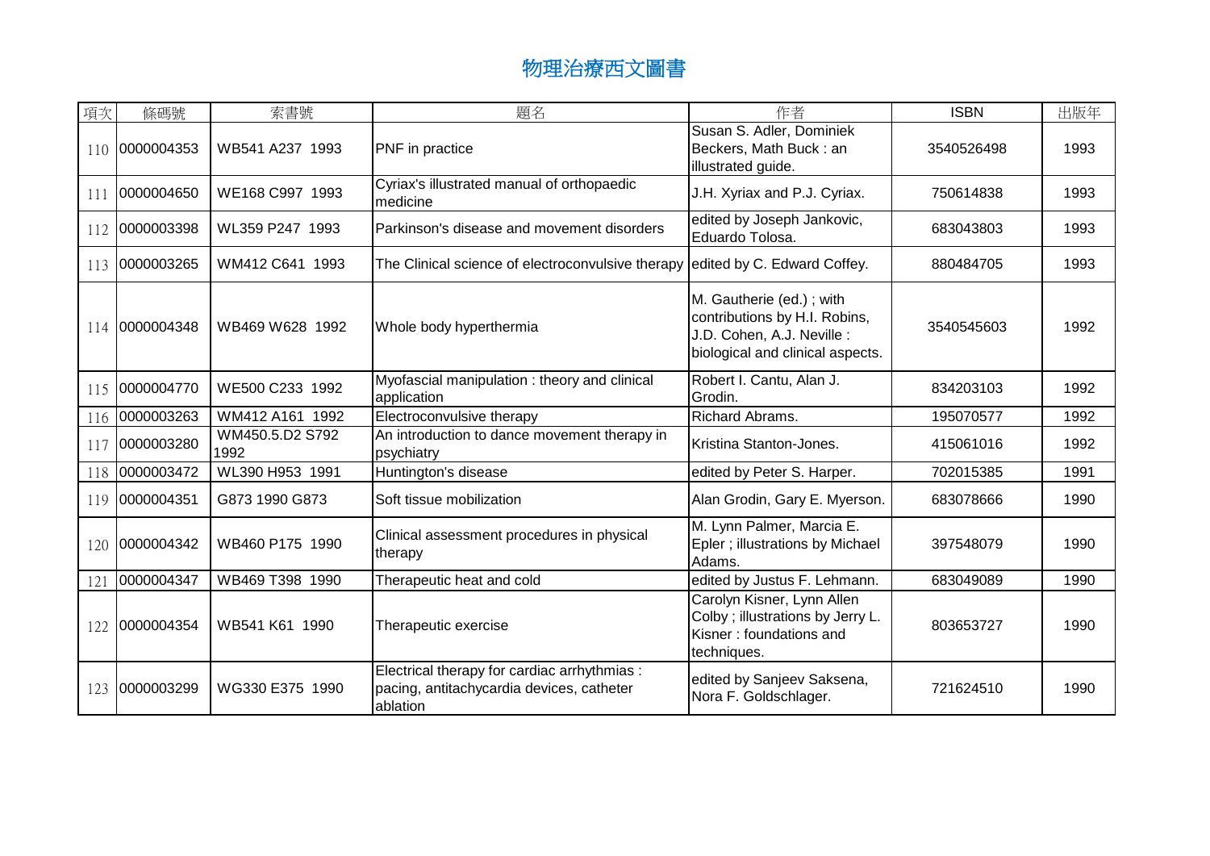# 物理治療西文圖書

| 項次 | 條碼號 | 索書號 | 題名 | 作者 | ISBN | 出版年 |
|---|---|---|---|---|---|---|
| 110 | 0000004353 | WB541 A237 1993 | PNF in practice | Susan S. Adler, Dominiek Beckers, Math Buck : an illustrated guide. | 3540526498 | 1993 |
| 111 | 0000004650 | WE168 C997 1993 | Cyriax's illustrated manual of orthopaedic medicine | J.H. Xyriax and P.J. Cyriax. | 750614838 | 1993 |
| 112 | 0000003398 | WL359 P247 1993 | Parkinson's disease and movement disorders | edited by Joseph Jankovic, Eduardo Tolosa. | 683043803 | 1993 |
| 113 | 0000003265 | WM412 C641 1993 | The Clinical science of electroconvulsive therapy | edited by C. Edward Coffey. | 880484705 | 1993 |
| 114 | 0000004348 | WB469 W628 1992 | Whole body hyperthermia | M. Gautherie (ed.) ; with contributions by H.I. Robins, J.D. Cohen, A.J. Neville : biological and clinical aspects. | 3540545603 | 1992 |
| 115 | 0000004770 | WE500 C233 1992 | Myofascial manipulation : theory and clinical application | Robert I. Cantu, Alan J. Grodin. | 834203103 | 1992 |
| 116 | 0000003263 | WM412 A161 1992 | Electroconvulsive therapy | Richard Abrams. | 195070577 | 1992 |
| 117 | 0000003280 | WM450.5.D2 S792 1992 | An introduction to dance movement therapy in psychiatry | Kristina Stanton-Jones. | 415061016 | 1992 |
| 118 | 0000003472 | WL390 H953 1991 | Huntington's disease | edited by Peter S. Harper. | 702015385 | 1991 |
| 119 | 0000004351 | G873 1990 G873 | Soft tissue mobilization | Alan Grodin, Gary E. Myerson. | 683078666 | 1990 |
| 120 | 0000004342 | WB460 P175 1990 | Clinical assessment procedures in physical therapy | M. Lynn Palmer, Marcia E. Epler ; illustrations by Michael Adams. | 397548079 | 1990 |
| 121 | 0000004347 | WB469 T398 1990 | Therapeutic heat and cold | edited by Justus F. Lehmann. | 683049089 | 1990 |
| 122 | 0000004354 | WB541 K61 1990 | Therapeutic exercise | Carolyn Kisner, Lynn Allen Colby ; illustrations by Jerry L. Kisner : foundations and techniques. | 803653727 | 1990 |
| 123 | 0000003299 | WG330 E375 1990 | Electrical therapy for cardiac arrhythmias : pacing, antitachycardia devices, catheter ablation | edited by Sanjeev Saksena, Nora F. Goldschlager. | 721624510 | 1990 |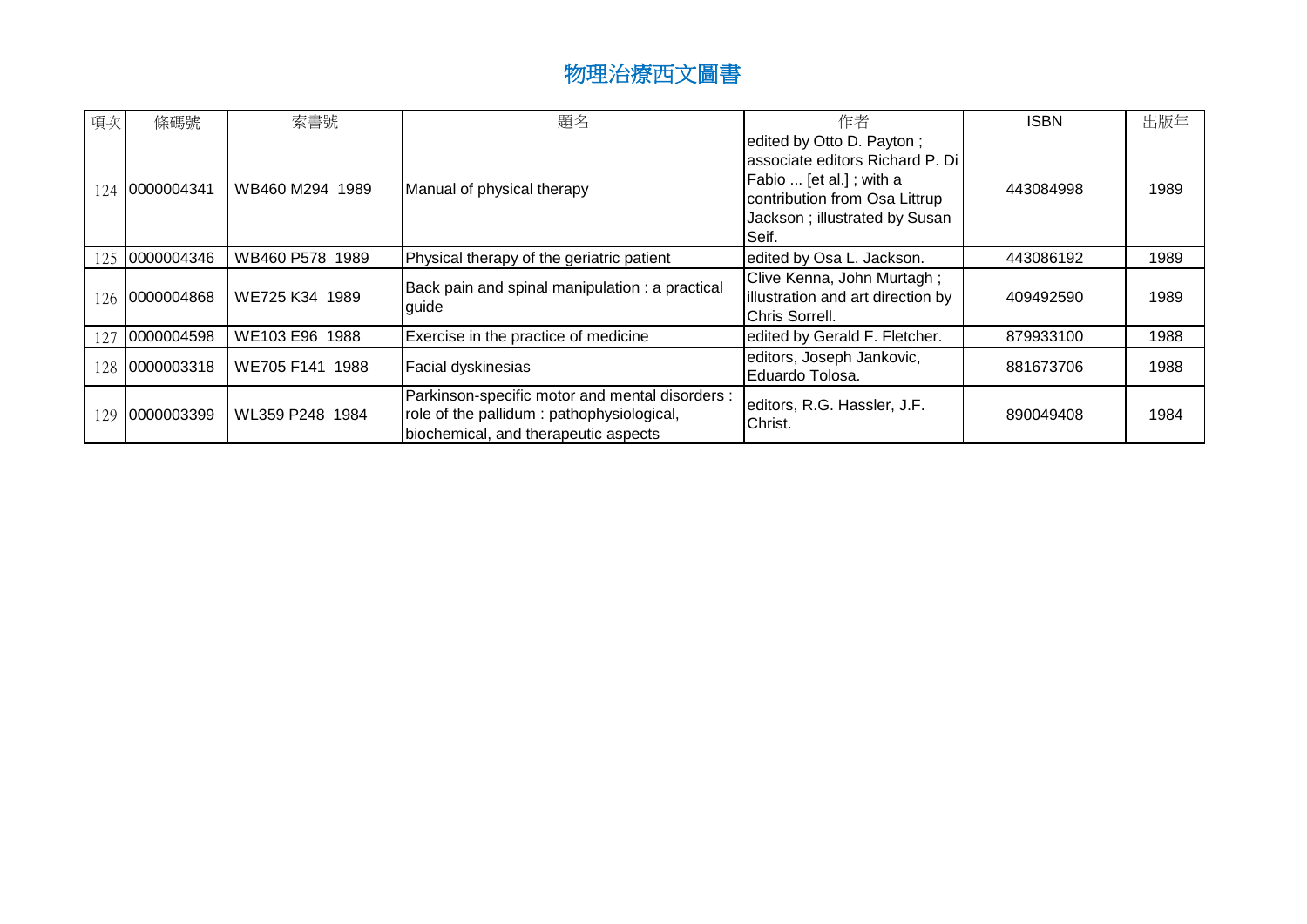# 物理治療西文圖書

| 項次 | 條碼號 | 索書號 | 題名 | 作者 | ISBN | 出版年 |
| --- | --- | --- | --- | --- | --- | --- |
| 124 | 0000004341 | WB460 M294 1989 | Manual of physical therapy | edited by Otto D. Payton ; associate editors Richard P. Di Fabio ... [et al.] ; with a contribution from Osa Littrup Jackson ; illustrated by Susan Seif. | 443084998 | 1989 |
| 125 | 0000004346 | WB460 P578 1989 | Physical therapy of the geriatric patient | edited by Osa L. Jackson. | 443086192 | 1989 |
| 126 | 0000004868 | WE725 K34 1989 | Back pain and spinal manipulation : a practical guide | Clive Kenna, John Murtagh ; illustration and art direction by Chris Sorrell. | 409492590 | 1989 |
| 127 | 0000004598 | WE103 E96 1988 | Exercise in the practice of medicine | edited by Gerald F. Fletcher. | 879933100 | 1988 |
| 128 | 0000003318 | WE705 F141 1988 | Facial dyskinesias | editors, Joseph Jankovic, Eduardo Tolosa. | 881673706 | 1988 |
| 129 | 0000003399 | WL359 P248 1984 | Parkinson-specific motor and mental disorders : role of the pallidum : pathophysiological, biochemical, and therapeutic aspects | editors, R.G. Hassler, J.F. Christ. | 890049408 | 1984 |